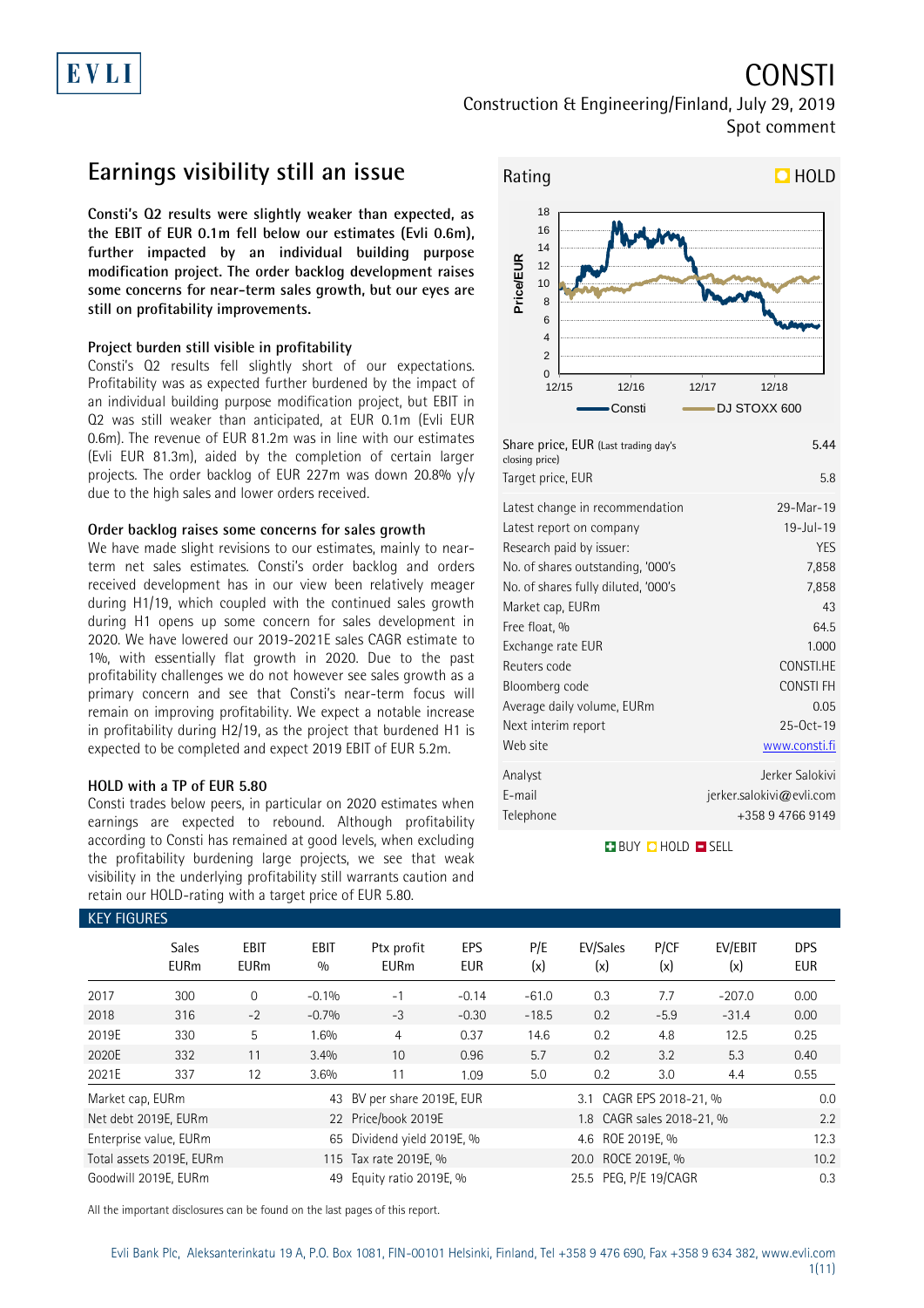# CONSTI

Construction & Engineering/Finland, July 29, 2019

Spot comment

## Earnings visibility still an issue

**Consti's Q2 results were slightly weaker than expected, as the EBIT of EUR 0.1m fell below our estimates (Evli 0.6m), further impacted by an individual building purpose modification project. The order backlog development raises some concerns for near-term sales growth, but our eyes are still on profitability improvements.**

### Project burden still visible in profitability

Consti's Q2 results fell slightly short of our expectations. Profitability was as expected further burdened by the impact of an individual building purpose modification project, but EBIT in Q2 was still weaker than anticipated, at EUR 0.1m (Evli EUR 0.6m). The revenue of EUR 81.2m was in line with our estimates (Evli EUR 81.3m), aided by the completion of certain larger projects. The order backlog of EUR 227m was down 20.8% y/y due to the high sales and lower orders received.

### Order backlog raises some concerns for sales growth

We have made slight revisions to our estimates, mainly to near-term net sales estimates. Consti's order backlog and orders received development has in our view been relatively meager during H1/19, which coupled with the continued sales growth during H1 opens up some concern for sales development in 2020. We have lowered our 2019-2021E sales CAGR estimate to 1%, with essentially flat growth in 2020. Due to the past profitability challenges we do not however see sales growth as a primary concern and see that Consti's near-term focus will remain on improving profitability. We expect a notable increase in profitability during H2/19, as the project that burdened H1 is expected to be completed and expect 2019 EBIT of EUR 5.2m.

### HOLD with a TP of EUR 5.80

Consti trades below peers, in particular on 2020 estimates when earnings are expected to rebound. Although profitability according to Consti has remained at good levels, when excluding the profitability burdening large projects, we see that weak visibility in the underlying profitability still warrants caution and retain our HOLD-rating with a target price of EUR 5.80.

**Rating: HOLD**

| | |
|---|---|
| Share price, EUR (Last trading day's closing price) | 5.44 |
| Target price, EUR | 5.8 |
| Latest change in recommendation | 29-Mar-19 |
| Latest report on company | 19-Jul-19 |
| Research paid by issuer: | YES |
| No. of shares outstanding, '000's | 7,858 |
| No. of shares fully diluted, '000's | 7,858 |
| Market cap, EURm | 43 |
| Free float, % | 64.5 |
| Exchange rate EUR | 1.000 |
| Reuters code | CONSTI.HE |
| Bloomberg code | CONSTI FH |
| Average daily volume, EURm | 0.05 |
| Next interim report | 25-Oct-19 |
| Web site | www.consti.fi |
| Analyst | Jerker Salokivi |
| E-mail | jerker.salokivi@evli.com |
| Telephone | +358 9 4766 9149 |

BUY HOLD SELL

### KEY FIGURES

| | Sales EURm | EBIT EURm | EBIT % | Ptx profit EURm | EPS EUR | P/E (x) | EV/Sales (x) | P/CF (x) | EV/EBIT (x) | DPS EUR |
|---|---|---|---|---|---|---|---|---|---|---|
| 2017 | 300 | 0 | -0.1% | -1 | -0.14 | -61.0 | 0.3 | 7.7 | -207.0 | 0.00 |
| 2018 | 316 | -2 | -0.7% | -3 | -0.30 | -18.5 | 0.2 | -5.9 | -31.4 | 0.00 |
| 2019E | 330 | 5 | 1.6% | 4 | 0.37 | 14.6 | 0.2 | 4.8 | 12.5 | 0.25 |
| 2020E | 332 | 11 | 3.4% | 10 | 0.96 | 5.7 | 0.2 | 3.2 | 5.3 | 0.40 |
| 2021E | 337 | 12 | 3.6% | 11 | 1.09 | 5.0 | 0.2 | 3.0 | 4.4 | 0.55 |

| | | | | | |
|---|---|---|---|---|---|
| Market cap, EURm | 43 | BV per share 2019E, EUR | 3.1 | CAGR EPS 2018-21, % | 0.0 |
| Net debt 2019E, EURm | 22 | Price/book 2019E | 1.8 | CAGR sales 2018-21, % | 2.2 |
| Enterprise value, EURm | 65 | Dividend yield 2019E, % | 4.6 | ROE 2019E, % | 12.3 |
| Total assets 2019E, EURm | 115 | Tax rate 2019E, % | 20.0 | ROCE 2019E, % | 10.2 |
| Goodwill 2019E, EURm | 49 | Equity ratio 2019E, % | 25.5 | PEG, P/E 19/CAGR | 0.3 |

All the important disclosures can be found on the last pages of this report.

Evli Bank Plc, Aleksanterinkatu 19 A, P.O. Box 1081, FIN-00101 Helsinki, Finland, Tel +358 9 476 690, Fax +358 9 634 382, www.evli.com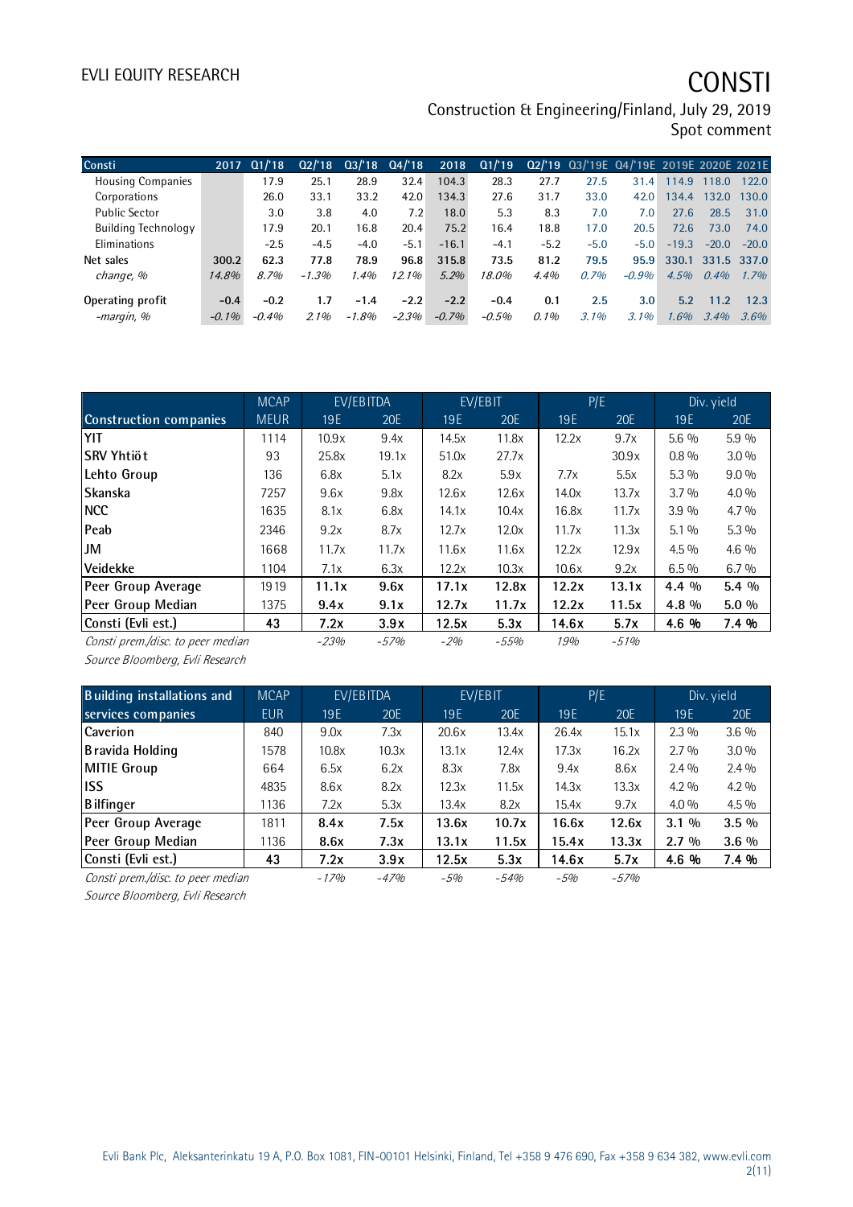# EVLI EQUITY RESEARCH

# CONSTI

Construction & Engineering/Finland, July 29, 2019
Spot comment

| Consti | 2017 | Q1/'18 | Q2/'18 | Q3/'18 | Q4/'18 | 2018 | Q1/'19 | Q2/'19 | Q3/'19E | Q4/'19E | 2019E | 2020E | 2021E |
|---|---|---|---|---|---|---|---|---|---|---|---|---|---|
| Housing Companies | | 17.9 | 25.1 | 28.9 | 32.4 | 104.3 | 28.3 | 27.7 | 27.5 | 31.4 | 114.9 | 118.0 | 122.0 |
| Corporations | | 26.0 | 33.1 | 33.2 | 42.0 | 134.3 | 27.6 | 31.7 | 33.0 | 42.0 | 134.4 | 132.0 | 130.0 |
| Public Sector | | 3.0 | 3.8 | 4.0 | 7.2 | 18.0 | 5.3 | 8.3 | 7.0 | 7.0 | 27.6 | 28.5 | 31.0 |
| Building Technology | | 17.9 | 20.1 | 16.8 | 20.4 | 75.2 | 16.4 | 18.8 | 17.0 | 20.5 | 72.6 | 73.0 | 74.0 |
| Eliminations | | -2.5 | -4.5 | -4.0 | -5.1 | -16.1 | -4.1 | -5.2 | -5.0 | -5.0 | -19.3 | -20.0 | -20.0 |
| **Net sales** | **300.2** | **62.3** | **77.8** | **78.9** | **96.8** | **315.8** | **73.5** | **81.2** | **79.5** | **95.9** | **330.1** | **331.5** | **337.0** |
| *change, %* | *14.8%* | *8.7%* | *-1.3%* | *1.4%* | *12.1%* | *5.2%* | *18.0%* | *4.4%* | *0.7%* | *-0.9%* | *4.5%* | *0.4%* | *1.7%* |
| **Operating profit** | **-0.4** | **-0.2** | **1.7** | **-1.4** | **-2.2** | **-2.2** | **-0.4** | **0.1** | **2.5** | **3.0** | **5.2** | **11.2** | **12.3** |
| *-margin, %* | *-0.1%* | *-0.4%* | *2.1%* | *-1.8%* | *-2.3%* | *-0.7%* | *-0.5%* | *0.1%* | *3.1%* | *3.1%* | *1.6%* | *3.4%* | *3.6%* |

| Construction companies | MCAP MEUR | EV/EBITDA 19E | EV/EBITDA 20E | EV/EBIT 19E | EV/EBIT 20E | P/E 19E | P/E 20E | Div. yield 19E | Div. yield 20E |
|---|---|---|---|---|---|---|---|---|---|
| YIT | 1114 | 10.9x | 9.4x | 14.5x | 11.8x | 12.2x | 9.7x | 5.6 % | 5.9 % |
| SRV Yhtiöt | 93 | 25.8x | 19.1x | 51.0x | 27.7x | | 30.9x | 0.8 % | 3.0 % |
| Lehto Group | 136 | 6.8x | 5.1x | 8.2x | 5.9x | 7.7x | 5.5x | 5.3 % | 9.0 % |
| Skanska | 7257 | 9.6x | 9.8x | 12.6x | 12.6x | 14.0x | 13.7x | 3.7 % | 4.0 % |
| NCC | 1635 | 8.1x | 6.8x | 14.1x | 10.4x | 16.8x | 11.7x | 3.9 % | 4.7 % |
| Peab | 2346 | 9.2x | 8.7x | 12.7x | 12.0x | 11.7x | 11.3x | 5.1 % | 5.3 % |
| JM | 1668 | 11.7x | 11.7x | 11.6x | 11.6x | 12.2x | 12.9x | 4.5 % | 4.6 % |
| Veidekke | 1104 | 7.1x | 6.3x | 12.2x | 10.3x | 10.6x | 9.2x | 6.5 % | 6.7 % |
| Peer Group Average | 1919 | **11.1x** | **9.6x** | **17.1x** | **12.8x** | **12.2x** | **13.1x** | **4.4 %** | **5.4 %** |
| Peer Group Median | 1375 | **9.4x** | **9.1x** | **12.7x** | **11.7x** | **12.2x** | **11.5x** | **4.8 %** | **5.0 %** |
| Consti (Evli est.) | **43** | **7.2x** | **3.9x** | **12.5x** | **5.3x** | **14.6x** | **5.7x** | **4.6 %** | **7.4 %** |
| *Consti prem./disc. to peer median* | | *-23%* | *-57%* | *-2%* | *-55%* | *19%* | *-51%* | | |

*Source Bloomberg, Evli Research*

| Building installations and services companies | MCAP EUR | EV/EBITDA 19E | EV/EBITDA 20E | EV/EBIT 19E | EV/EBIT 20E | P/E 19E | P/E 20E | Div. yield 19E | Div. yield 20E |
|---|---|---|---|---|---|---|---|---|---|
| Caverion | 840 | 9.0x | 7.3x | 20.6x | 13.4x | 26.4x | 15.1x | 2.3 % | 3.6 % |
| Bravida Holding | 1578 | 10.8x | 10.3x | 13.1x | 12.4x | 17.3x | 16.2x | 2.7 % | 3.0 % |
| MITIE Group | 664 | 6.5x | 6.2x | 8.3x | 7.8x | 9.4x | 8.6x | 2.4 % | 2.4 % |
| ISS | 4835 | 8.6x | 8.2x | 12.3x | 11.5x | 14.3x | 13.3x | 4.2 % | 4.2 % |
| Bilfinger | 1136 | 7.2x | 5.3x | 13.4x | 8.2x | 15.4x | 9.7x | 4.0 % | 4.5 % |
| Peer Group Average | 1811 | **8.4x** | **7.5x** | **13.6x** | **10.7x** | **16.6x** | **12.6x** | **3.1 %** | **3.5 %** |
| Peer Group Median | 1136 | **8.6x** | **7.3x** | **13.1x** | **11.5x** | **15.4x** | **13.3x** | **2.7 %** | **3.6 %** |
| Consti (Evli est.) | **43** | **7.2x** | **3.9x** | **12.5x** | **5.3x** | **14.6x** | **5.7x** | **4.6 %** | **7.4 %** |
| *Consti prem./disc. to peer median* | | *-17%* | *-47%* | *-5%* | *-54%* | *-5%* | *-57%* | | |

*Source Bloomberg, Evli Research*

Evli Bank Plc, Aleksanterinkatu 19 A, P.O. Box 1081, FIN-00101 Helsinki, Finland, Tel +358 9 476 690, Fax +358 9 634 382, www.evli.com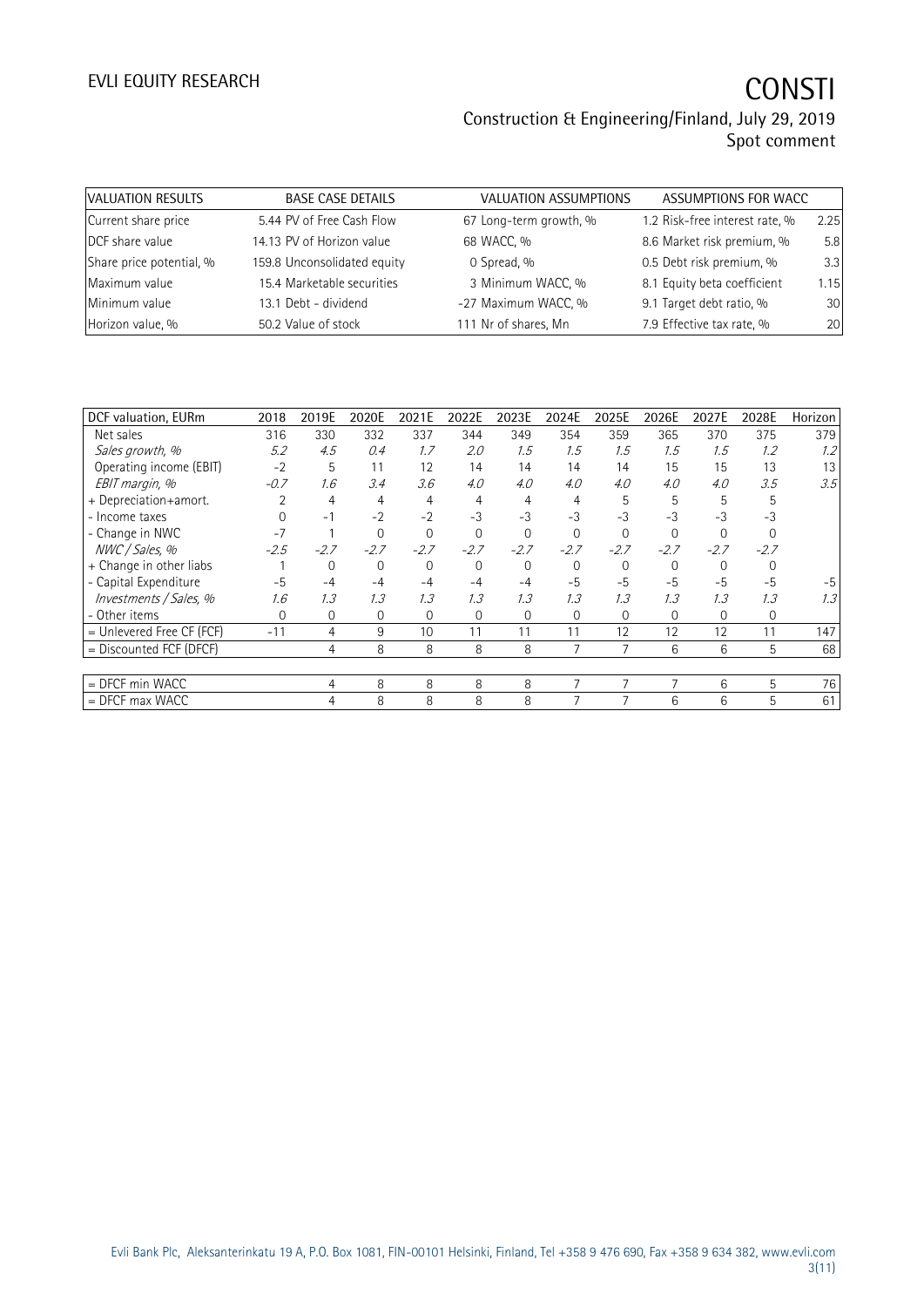| VALUATION RESULTS | | BASE CASE DETAILS | | VALUATION ASSUMPTIONS | | ASSUMPTIONS FOR WACC | |
|---|---|---|---|---|---|---|---|
| Current share price | 5.44 | PV of Free Cash Flow | 67 | Long-term growth, % | 1.2 | Risk-free interest rate, % | 2.25 |
| DCF share value | 14.13 | PV of Horizon value | 68 | WACC, % | 8.6 | Market risk premium, % | 5.8 |
| Share price potential, % | 159.8 | Unconsolidated equity | 0 | Spread, % | 0.5 | Debt risk premium, % | 3.3 |
| Maximum value | 15.4 | Marketable securities | 3 | Minimum WACC, % | 8.1 | Equity beta coefficient | 1.15 |
| Minimum value | 13.1 | Debt - dividend | -27 | Maximum WACC, % | 9.1 | Target debt ratio, % | 30 |
| Horizon value, % | 50.2 | Value of stock | 111 | Nr of shares, Mn | 7.9 | Effective tax rate, % | 20 |

| DCF valuation, EURm | 2018 | 2019E | 2020E | 2021E | 2022E | 2023E | 2024E | 2025E | 2026E | 2027E | 2028E | Horizon |
|---|---|---|---|---|---|---|---|---|---|---|---|---|
| Net sales | 316 | 330 | 332 | 337 | 344 | 349 | 354 | 359 | 365 | 370 | 375 | 379 |
| *Sales growth, %* | *5.2* | *4.5* | *0.4* | *1.7* | *2.0* | *1.5* | *1.5* | *1.5* | *1.5* | *1.5* | *1.2* | *1.2* |
| Operating income (EBIT) | -2 | 5 | 11 | 12 | 14 | 14 | 14 | 14 | 15 | 15 | 13 | 13 |
| *EBIT margin, %* | *-0.7* | *1.6* | *3.4* | *3.6* | *4.0* | *4.0* | *4.0* | *4.0* | *4.0* | *4.0* | *3.5* | *3.5* |
| + Depreciation+amort. | 2 | 4 | 4 | 4 | 4 | 4 | 4 | 5 | 5 | 5 | 5 | |
| - Income taxes | 0 | -1 | -2 | -2 | -3 | -3 | -3 | -3 | -3 | -3 | -3 | |
| - Change in NWC | -7 | 1 | 0 | 0 | 0 | 0 | 0 | 0 | 0 | 0 | 0 | |
| *NWC / Sales, %* | *-2.5* | *-2.7* | *-2.7* | *-2.7* | *-2.7* | *-2.7* | *-2.7* | *-2.7* | *-2.7* | *-2.7* | *-2.7* | |
| + Change in other liabs | 1 | 0 | 0 | 0 | 0 | 0 | 0 | 0 | 0 | 0 | 0 | |
| - Capital Expenditure | -5 | -4 | -4 | -4 | -4 | -4 | -5 | -5 | -5 | -5 | -5 | -5 |
| *Investments / Sales, %* | *1.6* | *1.3* | *1.3* | *1.3* | *1.3* | *1.3* | *1.3* | *1.3* | *1.3* | *1.3* | *1.3* | *1.3* |
| - Other items | 0 | 0 | 0 | 0 | 0 | 0 | 0 | 0 | 0 | 0 | 0 | |
| = Unlevered Free CF (FCF) | -11 | 4 | 9 | 10 | 11 | 11 | 11 | 12 | 12 | 12 | 11 | 147 |
| = Discounted FCF (DFCF) | | 4 | 8 | 8 | 8 | 8 | 7 | 7 | 6 | 6 | 5 | 68 |
| | | | | | | | | | | | | |
| = DFCF min WACC | | 4 | 8 | 8 | 8 | 8 | 7 | 7 | 7 | 6 | 5 | 76 |
| = DFCF max WACC | | 4 | 8 | 8 | 8 | 8 | 7 | 7 | 6 | 6 | 5 | 61 |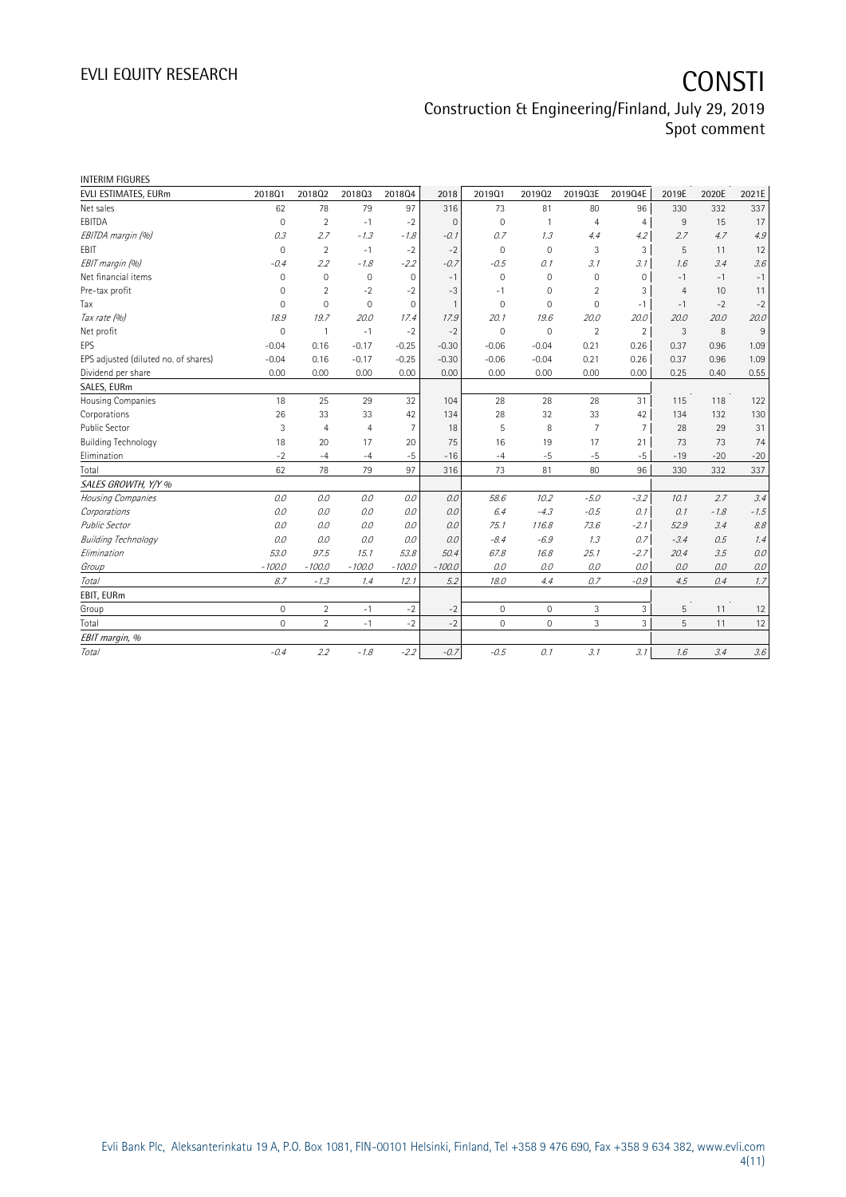INTERIM FIGURES

| EVLI ESTIMATES, EURm | 2018Q1 | 2018Q2 | 2018Q3 | 2018Q4 | 2018 | 2019Q1 | 2019Q2 | 2019Q3E | 2019Q4E | 2019E | 2020E | 2021E |
|---|---|---|---|---|---|---|---|---|---|---|---|---|
| Net sales | 62 | 78 | 79 | 97 | 316 | 73 | 81 | 80 | 96 | 330 | 332 | 337 |
| EBITDA | 0 | 2 | -1 | -2 | 0 | 0 | 1 | 4 | 4 | 9 | 15 | 17 |
| *EBITDA margin (%)* | *0.3* | *2.7* | *-1.3* | *-1.8* | *-0.1* | *0.7* | *1.3* | *4.4* | *4.2* | *2.7* | *4.7* | *4.9* |
| EBIT | 0 | 2 | -1 | -2 | -2 | 0 | 0 | 3 | 3 | 5 | 11 | 12 |
| *EBIT margin (%)* | *-0.4* | *2.2* | *-1.8* | *-2.2* | *-0.7* | *-0.5* | *0.1* | *3.1* | *3.1* | *1.6* | *3.4* | *3.6* |
| Net financial items | 0 | 0 | 0 | 0 | -1 | 0 | 0 | 0 | 0 | -1 | -1 | -1 |
| Pre-tax profit | 0 | 2 | -2 | -2 | -3 | -1 | 0 | 2 | 3 | 4 | 10 | 11 |
| Tax | 0 | 0 | 0 | 0 | 1 | 0 | 0 | 0 | -1 | -1 | -2 | -2 |
| *Tax rate (%)* | *18.9* | *19.7* | *20.0* | *17.4* | *17.9* | *20.1* | *19.6* | *20.0* | *20.0* | *20.0* | *20.0* | *20.0* |
| Net profit | 0 | 1 | -1 | -2 | -2 | 0 | 0 | 2 | 2 | 3 | 8 | 9 |
| EPS | -0.04 | 0.16 | -0.17 | -0.25 | -0.30 | -0.06 | -0.04 | 0.21 | 0.26 | 0.37 | 0.96 | 1.09 |
| EPS adjusted (diluted no. of shares) | -0.04 | 0.16 | -0.17 | -0.25 | -0.30 | -0.06 | -0.04 | 0.21 | 0.26 | 0.37 | 0.96 | 1.09 |
| Dividend per share | 0.00 | 0.00 | 0.00 | 0.00 | 0.00 | 0.00 | 0.00 | 0.00 | 0.00 | 0.25 | 0.40 | 0.55 |
| **SALES, EURm** | | | | | | | | | | | | |
| Housing Companies | 18 | 25 | 29 | 32 | 104 | 28 | 28 | 28 | 31 | 115 | 118 | 122 |
| Corporations | 26 | 33 | 33 | 42 | 134 | 28 | 32 | 33 | 42 | 134 | 132 | 130 |
| Public Sector | 3 | 4 | 4 | 7 | 18 | 5 | 8 | 7 | 7 | 28 | 29 | 31 |
| Building Technology | 18 | 20 | 17 | 20 | 75 | 16 | 19 | 17 | 21 | 73 | 73 | 74 |
| Elimination | -2 | -4 | -4 | -5 | -16 | -4 | -5 | -5 | -5 | -19 | -20 | -20 |
| Total | 62 | 78 | 79 | 97 | 316 | 73 | 81 | 80 | 96 | 330 | 332 | 337 |
| *SALES GROWTH, Y/Y %* | | | | | | | | | | | | |
| *Housing Companies* | *0.0* | *0.0* | *0.0* | *0.0* | *0.0* | *58.6* | *10.2* | *-5.0* | *-3.2* | *10.1* | *2.7* | *3.4* |
| *Corporations* | *0.0* | *0.0* | *0.0* | *0.0* | *0.0* | *6.4* | *-4.3* | *-0.5* | *0.1* | *0.1* | *-1.8* | *-1.5* |
| *Public Sector* | *0.0* | *0.0* | *0.0* | *0.0* | *0.0* | *75.1* | *116.8* | *73.6* | *-2.1* | *52.9* | *3.4* | *8.8* |
| *Building Technology* | *0.0* | *0.0* | *0.0* | *0.0* | *0.0* | *-8.4* | *-6.9* | *1.3* | *0.7* | *-3.4* | *0.5* | *1.4* |
| *Elimination* | *53.0* | *97.5* | *15.1* | *53.8* | *50.4* | *67.8* | *16.8* | *25.1* | *-2.7* | *20.4* | *3.5* | *0.0* |
| *Group* | *-100.0* | *-100.0* | *-100.0* | *-100.0* | *-100.0* | *0.0* | *0.0* | *0.0* | *0.0* | *0.0* | *0.0* | *0.0* |
| *Total* | *8.7* | *-1.3* | *1.4* | *12.1* | *5.2* | *18.0* | *4.4* | *0.7* | *-0.9* | *4.5* | *0.4* | *1.7* |
| **EBIT, EURm** | | | | | | | | | | | | |
| Group | 0 | 2 | -1 | -2 | -2 | 0 | 0 | 3 | 3 | 5 | 11 | 12 |
| Total | 0 | 2 | -1 | -2 | -2 | 0 | 0 | 3 | 3 | 5 | 11 | 12 |
| *EBIT margin, %* | | | | | | | | | | | | |
| *Total* | *-0.4* | *2.2* | *-1.8* | *-2.2* | *-0.7* | *-0.5* | *0.1* | *3.1* | *3.1* | *1.6* | *3.4* | *3.6* |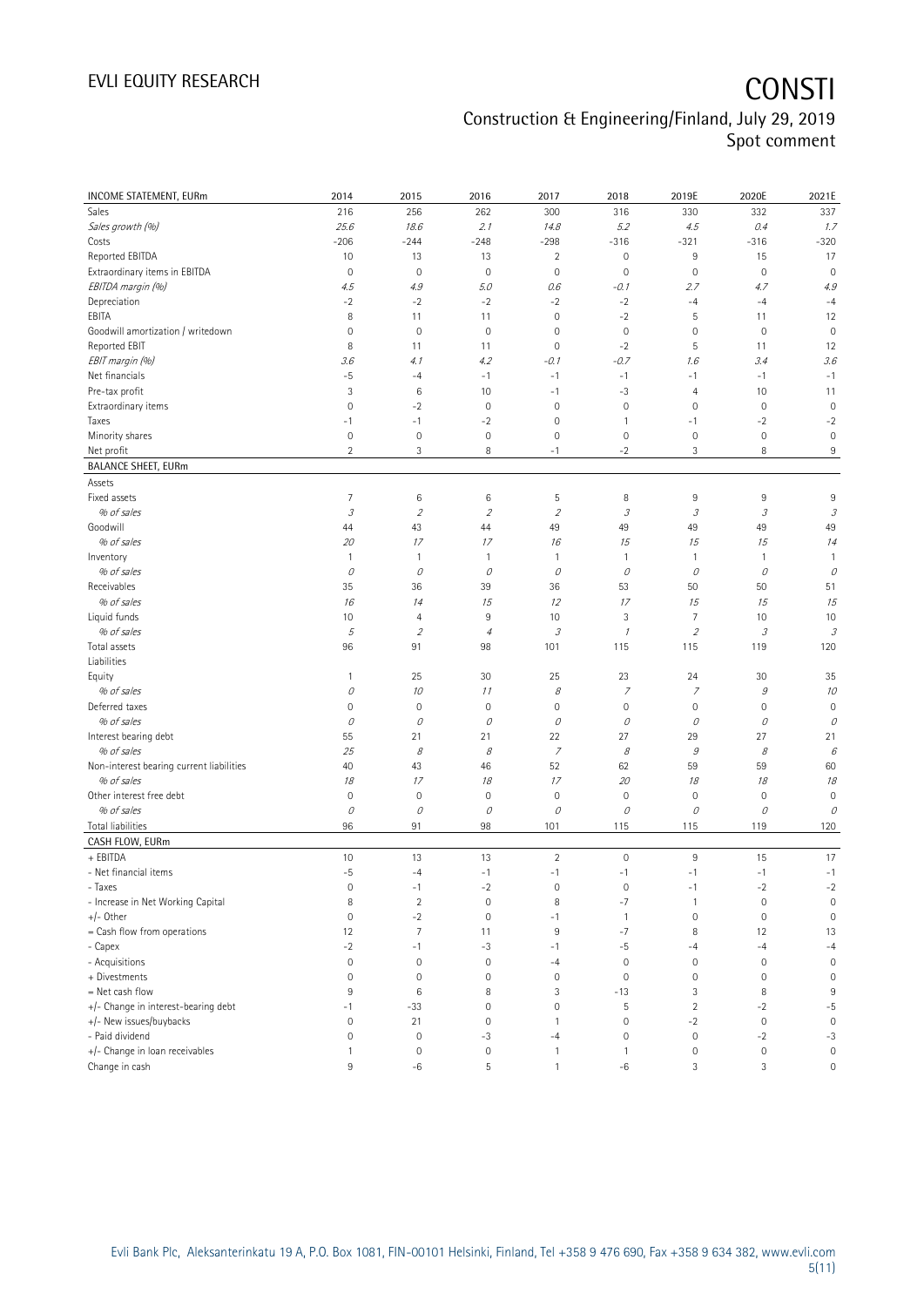# CONSTI

## Construction & Engineering/Finland, July 29, 2019
Spot comment

| INCOME STATEMENT, EURm | 2014 | 2015 | 2016 | 2017 | 2018 | 2019E | 2020E | 2021E |
|---|---|---|---|---|---|---|---|---|
| Sales | 216 | 256 | 262 | 300 | 316 | 330 | 332 | 337 |
| *Sales growth (%)* | *25.6* | *18.6* | *2.1* | *14.8* | *5.2* | *4.5* | *0.4* | *1.7* |
| Costs | -206 | -244 | -248 | -298 | -316 | -321 | -316 | -320 |
| Reported EBITDA | 10 | 13 | 13 | 2 | 0 | 9 | 15 | 17 |
| Extraordinary items in EBITDA | 0 | 0 | 0 | 0 | 0 | 0 | 0 | 0 |
| *EBITDA margin (%)* | *4.5* | *4.9* | *5.0* | *0.6* | *-0.1* | *2.7* | *4.7* | *4.9* |
| Depreciation | -2 | -2 | -2 | -2 | -2 | -4 | -4 | -4 |
| EBITA | 8 | 11 | 11 | 0 | -2 | 5 | 11 | 12 |
| Goodwill amortization / writedown | 0 | 0 | 0 | 0 | 0 | 0 | 0 | 0 |
| Reported EBIT | 8 | 11 | 11 | 0 | -2 | 5 | 11 | 12 |
| *EBIT margin (%)* | *3.6* | *4.1* | *4.2* | *-0.1* | *-0.7* | *1.6* | *3.4* | *3.6* |
| Net financials | -5 | -4 | -1 | -1 | -1 | -1 | -1 | -1 |
| Pre-tax profit | 3 | 6 | 10 | -1 | -3 | 4 | 10 | 11 |
| Extraordinary items | 0 | -2 | 0 | 0 | 0 | 0 | 0 | 0 |
| Taxes | -1 | -1 | -2 | 0 | 1 | -1 | -2 | -2 |
| Minority shares | 0 | 0 | 0 | 0 | 0 | 0 | 0 | 0 |
| Net profit | 2 | 3 | 8 | -1 | -2 | 3 | 8 | 9 |
| **BALANCE SHEET, EURm** | | | | | | | | |
| Assets | | | | | | | | |
| Fixed assets | 7 | 6 | 6 | 5 | 8 | 9 | 9 | 9 |
| *% of sales* | *3* | *2* | *2* | *2* | *3* | *3* | *3* | *3* |
| Goodwill | 44 | 43 | 44 | 49 | 49 | 49 | 49 | 49 |
| *% of sales* | *20* | *17* | *17* | *16* | *15* | *15* | *15* | *14* |
| Inventory | 1 | 1 | 1 | 1 | 1 | 1 | 1 | 1 |
| *% of sales* | *0* | *0* | *0* | *0* | *0* | *0* | *0* | *0* |
| Receivables | 35 | 36 | 39 | 36 | 53 | 50 | 50 | 51 |
| *% of sales* | *16* | *14* | *15* | *12* | *17* | *15* | *15* | *15* |
| Liquid funds | 10 | 4 | 9 | 10 | 3 | 7 | 10 | 10 |
| *% of sales* | *5* | *2* | *4* | *3* | *1* | *2* | *3* | *3* |
| Total assets | 96 | 91 | 98 | 101 | 115 | 115 | 119 | 120 |
| Liabilities | | | | | | | | |
| Equity | 1 | 25 | 30 | 25 | 23 | 24 | 30 | 35 |
| *% of sales* | *0* | *10* | *11* | *8* | *7* | *7* | *9* | *10* |
| Deferred taxes | 0 | 0 | 0 | 0 | 0 | 0 | 0 | 0 |
| *% of sales* | *0* | *0* | *0* | *0* | *0* | *0* | *0* | *0* |
| Interest bearing debt | 55 | 21 | 21 | 22 | 27 | 29 | 27 | 21 |
| *% of sales* | *25* | *8* | *8* | *7* | *8* | *9* | *8* | *6* |
| Non-interest bearing current liabilities | 40 | 43 | 46 | 52 | 62 | 59 | 59 | 60 |
| *% of sales* | *18* | *17* | *18* | *17* | *20* | *18* | *18* | *18* |
| Other interest free debt | 0 | 0 | 0 | 0 | 0 | 0 | 0 | 0 |
| *% of sales* | *0* | *0* | *0* | *0* | *0* | *0* | *0* | *0* |
| Total liabilities | 96 | 91 | 98 | 101 | 115 | 115 | 119 | 120 |
| **CASH FLOW, EURm** | | | | | | | | |
| + EBITDA | 10 | 13 | 13 | 2 | 0 | 9 | 15 | 17 |
| - Net financial items | -5 | -4 | -1 | -1 | -1 | -1 | -1 | -1 |
| - Taxes | 0 | -1 | -2 | 0 | 0 | -1 | -2 | -2 |
| - Increase in Net Working Capital | 8 | 2 | 0 | 8 | -7 | 1 | 0 | 0 |
| +/- Other | 0 | -2 | 0 | -1 | 1 | 0 | 0 | 0 |
| = Cash flow from operations | 12 | 7 | 11 | 9 | -7 | 8 | 12 | 13 |
| - Capex | -2 | -1 | -3 | -1 | -5 | -4 | -4 | -4 |
| - Acquisitions | 0 | 0 | 0 | -4 | 0 | 0 | 0 | 0 |
| + Divestments | 0 | 0 | 0 | 0 | 0 | 0 | 0 | 0 |
| = Net cash flow | 9 | 6 | 8 | 3 | -13 | 3 | 8 | 9 |
| +/- Change in interest-bearing debt | -1 | -33 | 0 | 0 | 5 | 2 | -2 | -5 |
| +/- New issues/buybacks | 0 | 21 | 0 | 1 | 0 | -2 | 0 | 0 |
| - Paid dividend | 0 | 0 | -3 | -4 | 0 | 0 | -2 | -3 |
| +/- Change in loan receivables | 1 | 0 | 0 | 1 | 1 | 0 | 0 | 0 |
| Change in cash | 9 | -6 | 5 | 1 | -6 | 3 | 3 | 0 |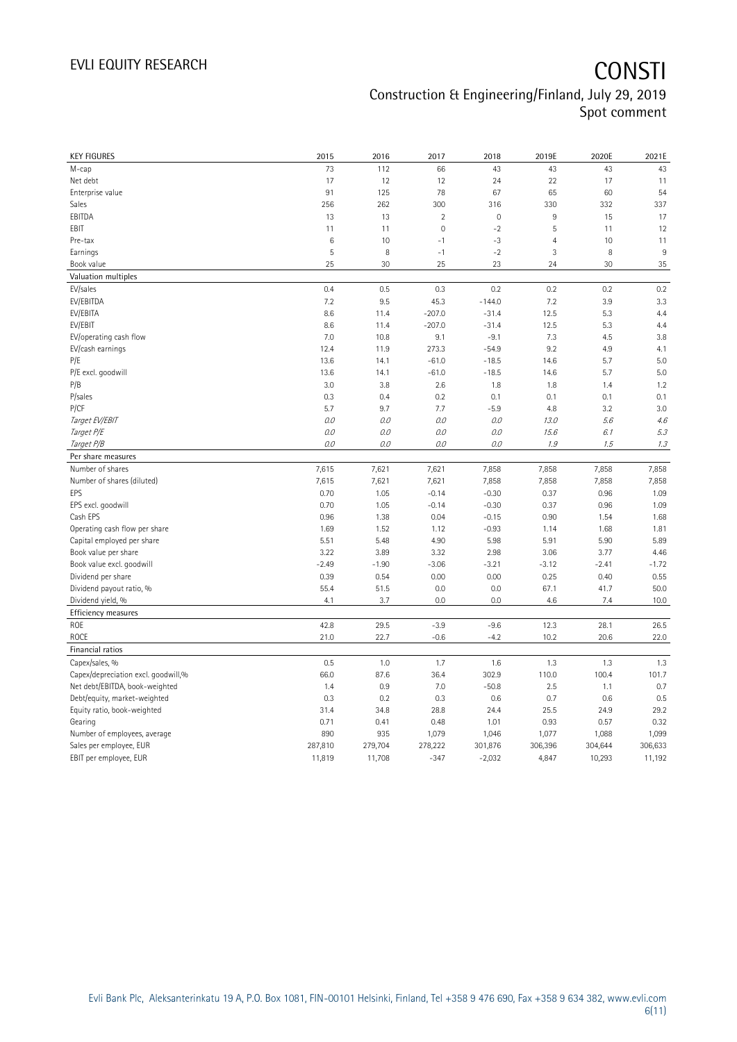| KEY FIGURES | 2015 | 2016 | 2017 | 2018 | 2019E | 2020E | 2021E |
|---|---|---|---|---|---|---|---|
| M-cap | 73 | 112 | 66 | 43 | 43 | 43 | 43 |
| Net debt | 17 | 12 | 12 | 24 | 22 | 17 | 11 |
| Enterprise value | 91 | 125 | 78 | 67 | 65 | 60 | 54 |
| Sales | 256 | 262 | 300 | 316 | 330 | 332 | 337 |
| EBITDA | 13 | 13 | 2 | 0 | 9 | 15 | 17 |
| EBIT | 11 | 11 | 0 | -2 | 5 | 11 | 12 |
| Pre-tax | 6 | 10 | -1 | -3 | 4 | 10 | 11 |
| Earnings | 5 | 8 | -1 | -2 | 3 | 8 | 9 |
| Book value | 25 | 30 | 25 | 23 | 24 | 30 | 35 |
| **Valuation multiples** | | | | | | | |
| EV/sales | 0.4 | 0.5 | 0.3 | 0.2 | 0.2 | 0.2 | 0.2 |
| EV/EBITDA | 7.2 | 9.5 | 45.3 | -144.0 | 7.2 | 3.9 | 3.3 |
| EV/EBITA | 8.6 | 11.4 | -207.0 | -31.4 | 12.5 | 5.3 | 4.4 |
| EV/EBIT | 8.6 | 11.4 | -207.0 | -31.4 | 12.5 | 5.3 | 4.4 |
| EV/operating cash flow | 7.0 | 10.8 | 9.1 | -9.1 | 7.3 | 4.5 | 3.8 |
| EV/cash earnings | 12.4 | 11.9 | 273.3 | -54.9 | 9.2 | 4.9 | 4.1 |
| P/E | 13.6 | 14.1 | -61.0 | -18.5 | 14.6 | 5.7 | 5.0 |
| P/E excl. goodwill | 13.6 | 14.1 | -61.0 | -18.5 | 14.6 | 5.7 | 5.0 |
| P/B | 3.0 | 3.8 | 2.6 | 1.8 | 1.8 | 1.4 | 1.2 |
| P/sales | 0.3 | 0.4 | 0.2 | 0.1 | 0.1 | 0.1 | 0.1 |
| P/CF | 5.7 | 9.7 | 7.7 | -5.9 | 4.8 | 3.2 | 3.0 |
| *Target EV/EBIT* | *0.0* | *0.0* | *0.0* | *0.0* | *13.0* | *5.6* | *4.6* |
| *Target P/E* | *0.0* | *0.0* | *0.0* | *0.0* | *15.6* | *6.1* | *5.3* |
| *Target P/B* | *0.0* | *0.0* | *0.0* | *0.0* | *1.9* | *1.5* | *1.3* |
| **Per share measures** | | | | | | | |
| Number of shares | 7,615 | 7,621 | 7,621 | 7,858 | 7,858 | 7,858 | 7,858 |
| Number of shares (diluted) | 7,615 | 7,621 | 7,621 | 7,858 | 7,858 | 7,858 | 7,858 |
| EPS | 0.70 | 1.05 | -0.14 | -0.30 | 0.37 | 0.96 | 1.09 |
| EPS excl. goodwill | 0.70 | 1.05 | -0.14 | -0.30 | 0.37 | 0.96 | 1.09 |
| Cash EPS | 0.96 | 1.38 | 0.04 | -0.15 | 0.90 | 1.54 | 1.68 |
| Operating cash flow per share | 1.69 | 1.52 | 1.12 | -0.93 | 1.14 | 1.68 | 1.81 |
| Capital employed per share | 5.51 | 5.48 | 4.90 | 5.98 | 5.91 | 5.90 | 5.89 |
| Book value per share | 3.22 | 3.89 | 3.32 | 2.98 | 3.06 | 3.77 | 4.46 |
| Book value excl. goodwill | -2.49 | -1.90 | -3.06 | -3.21 | -3.12 | -2.41 | -1.72 |
| Dividend per share | 0.39 | 0.54 | 0.00 | 0.00 | 0.25 | 0.40 | 0.55 |
| Dividend payout ratio, % | 55.4 | 51.5 | 0.0 | 0.0 | 67.1 | 41.7 | 50.0 |
| Dividend yield, % | 4.1 | 3.7 | 0.0 | 0.0 | 4.6 | 7.4 | 10.0 |
| **Efficiency measures** | | | | | | | |
| ROE | 42.8 | 29.5 | -3.9 | -9.6 | 12.3 | 28.1 | 26.5 |
| ROCE | 21.0 | 22.7 | -0.6 | -4.2 | 10.2 | 20.6 | 22.0 |
| **Financial ratios** | | | | | | | |
| Capex/sales, % | 0.5 | 1.0 | 1.7 | 1.6 | 1.3 | 1.3 | 1.3 |
| Capex/depreciation excl. goodwill,% | 66.0 | 87.6 | 36.4 | 302.9 | 110.0 | 100.4 | 101.7 |
| Net debt/EBITDA, book-weighted | 1.4 | 0.9 | 7.0 | -50.8 | 2.5 | 1.1 | 0.7 |
| Debt/equity, market-weighted | 0.3 | 0.2 | 0.3 | 0.6 | 0.7 | 0.6 | 0.5 |
| Equity ratio, book-weighted | 31.4 | 34.8 | 28.8 | 24.4 | 25.5 | 24.9 | 29.2 |
| Gearing | 0.71 | 0.41 | 0.48 | 1.01 | 0.93 | 0.57 | 0.32 |
| Number of employees, average | 890 | 935 | 1,079 | 1,046 | 1,077 | 1,088 | 1,099 |
| Sales per employee, EUR | 287,810 | 279,704 | 278,222 | 301,876 | 306,396 | 304,644 | 306,633 |
| EBIT per employee, EUR | 11,819 | 11,708 | -347 | -2,032 | 4,847 | 10,293 | 11,192 |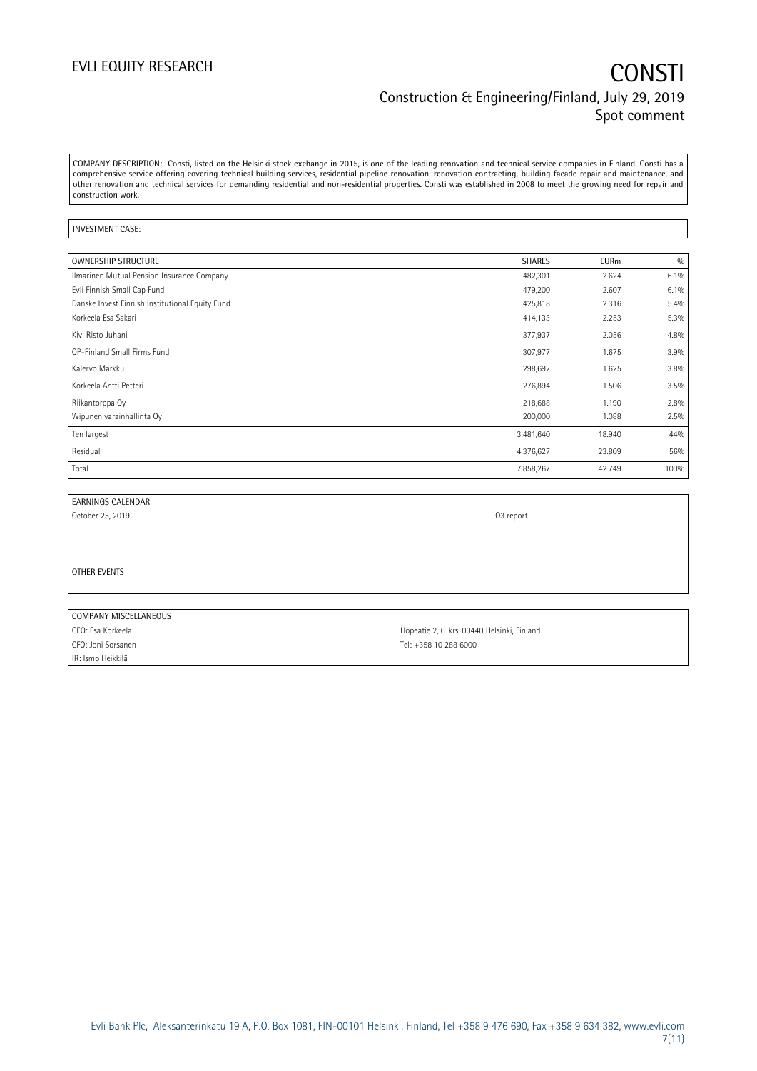COMPANY DESCRIPTION: Consti, listed on the Helsinki stock exchange in 2015, is one of the leading renovation and technical service companies in Finland. Consti has a comprehensive service offering covering technical building services, residential pipeline renovation, renovation contracting, building facade repair and maintenance, and other renovation and technical services for demanding residential and non-residential properties. Consti was established in 2008 to meet the growing need for repair and construction work.

INVESTMENT CASE:

| OWNERSHIP STRUCTURE | SHARES | EURm | % |
|---|---|---|---|
| Ilmarinen Mutual Pension Insurance Company | 482,301 | 2.624 | 6.1% |
| Evli Finnish Small Cap Fund | 479,200 | 2.607 | 6.1% |
| Danske Invest Finnish Institutional Equity Fund | 425,818 | 2.316 | 5.4% |
| Korkeela Esa Sakari | 414,133 | 2.253 | 5.3% |
| Kivi Risto Juhani | 377,937 | 2.056 | 4.8% |
| OP-Finland Small Firms Fund | 307,977 | 1.675 | 3.9% |
| Kalervo Markku | 298,692 | 1.625 | 3.8% |
| Korkeela Antti Petteri | 276,894 | 1.506 | 3.5% |
| Riikantorppa Oy | 218,688 | 1.190 | 2.8% |
| Wipunen varainhallinta Oy | 200,000 | 1.088 | 2.5% |
| Ten largest | 3,481,640 | 18.940 | 44% |
| Residual | 4,376,627 | 23.809 | 56% |
| Total | 7,858,267 | 42.749 | 100% |

| EARNINGS CALENDAR | |
|---|---|
| October 25, 2019 | Q3 report |

OTHER EVENTS

| COMPANY MISCELLANEOUS | |
|---|---|
| CEO: Esa Korkeela | Hopeatie 2, 6. krs, 00440 Helsinki, Finland |
| CFO: Joni Sorsanen | Tel: +358 10 288 6000 |
| IR: Ismo Heikkilä | |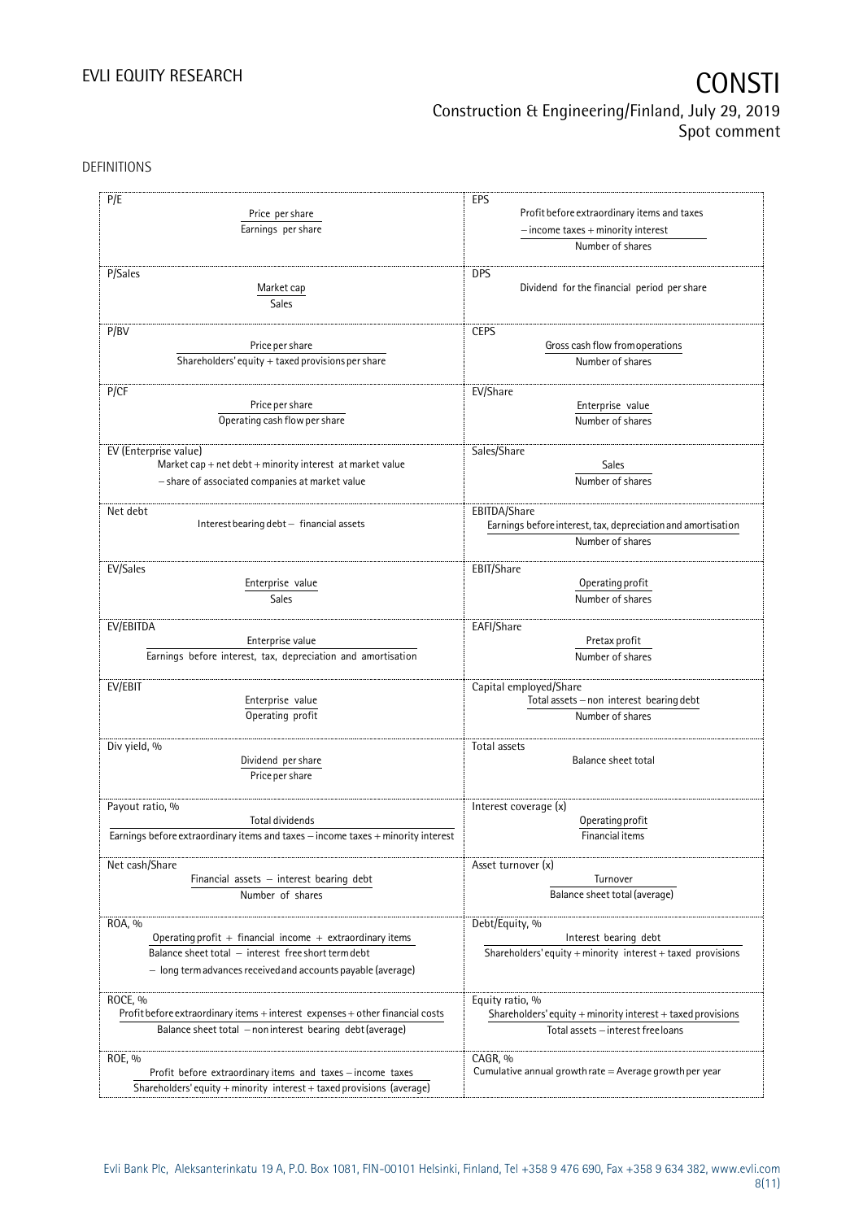DEFINITIONS

| P/E | EPS |
|---|---|
| $\frac{\text{Price per share}}{\text{Earnings per share}}$ | $\frac{\text{Profit before extraordinary items and taxes} - \text{income taxes} + \text{minority interest}}{\text{Number of shares}}$ |
| **P/Sales** | **DPS** |
| $\frac{\text{Market cap}}{\text{Sales}}$ | Dividend for the financial period per share |
| **P/BV** | **CEPS** |
| $\frac{\text{Price per share}}{\text{Shareholders' equity} + \text{taxed provisions per share}}$ | $\frac{\text{Gross cash flow from operations}}{\text{Number of shares}}$ |
| **P/CF** | **EV/Share** |
| $\frac{\text{Price per share}}{\text{Operating cash flow per share}}$ | $\frac{\text{Enterprise value}}{\text{Number of shares}}$ |
| **EV (Enterprise value)** | **Sales/Share** |
| Market cap + net debt + minority interest at market value − share of associated companies at market value | $\frac{\text{Sales}}{\text{Number of shares}}$ |
| **Net debt** | **EBITDA/Share** |
| Interest bearing debt − financial assets | $\frac{\text{Earnings before interest, tax, depreciation and amortisation}}{\text{Number of shares}}$ |
| **EV/Sales** | **EBIT/Share** |
| $\frac{\text{Enterprise value}}{\text{Sales}}$ | $\frac{\text{Operating profit}}{\text{Number of shares}}$ |
| **EV/EBITDA** | **EAFI/Share** |
| $\frac{\text{Enterprise value}}{\text{Earnings before interest, tax, depreciation and amortisation}}$ | $\frac{\text{Pretax profit}}{\text{Number of shares}}$ |
| **EV/EBIT** | **Capital employed/Share** |
| $\frac{\text{Enterprise value}}{\text{Operating profit}}$ | $\frac{\text{Total assets} - \text{non interest bearing debt}}{\text{Number of shares}}$ |
| **Div yield, %** | **Total assets** |
| $\frac{\text{Dividend per share}}{\text{Price per share}}$ | Balance sheet total |
| **Payout ratio, %** | **Interest coverage (x)** |
| $\frac{\text{Total dividends}}{\text{Earnings before extraordinary items and taxes} - \text{income taxes} + \text{minority interest}}$ | $\frac{\text{Operating profit}}{\text{Financial items}}$ |
| **Net cash/Share** | **Asset turnover (x)** |
| $\frac{\text{Financial assets} - \text{interest bearing debt}}{\text{Number of shares}}$ | $\frac{\text{Turnover}}{\text{Balance sheet total (average)}}$ |
| **ROA, %** | **Debt/Equity, %** |
| $\frac{\text{Operating profit} + \text{financial income} + \text{extraordinary items}}{\text{Balance sheet total} - \text{interest free short term debt} - \text{long term advances received and accounts payable (average)}}$ | $\frac{\text{Interest bearing debt}}{\text{Shareholders' equity} + \text{minority interest} + \text{taxed provisions}}$ |
| **ROCE, %** | **Equity ratio, %** |
| $\frac{\text{Profit before extraordinary items} + \text{interest expenses} + \text{other financial costs}}{\text{Balance sheet total} - \text{non interest bearing debt (average)}}$ | $\frac{\text{Shareholders' equity} + \text{minority interest} + \text{taxed provisions}}{\text{Total assets} - \text{interest free loans}}$ |
| **ROE, %** | **CAGR, %** |
| $\frac{\text{Profit before extraordinary items and taxes} - \text{income taxes}}{\text{Shareholders' equity} + \text{minority interest} + \text{taxed provisions (average)}}$ | Cumulative annual growth rate = Average growth per year |

Evli Bank Plc, Aleksanterinkatu 19 A, P.O. Box 1081, FIN-00101 Helsinki, Finland, Tel +358 9 476 690, Fax +358 9 634 382, www.evli.com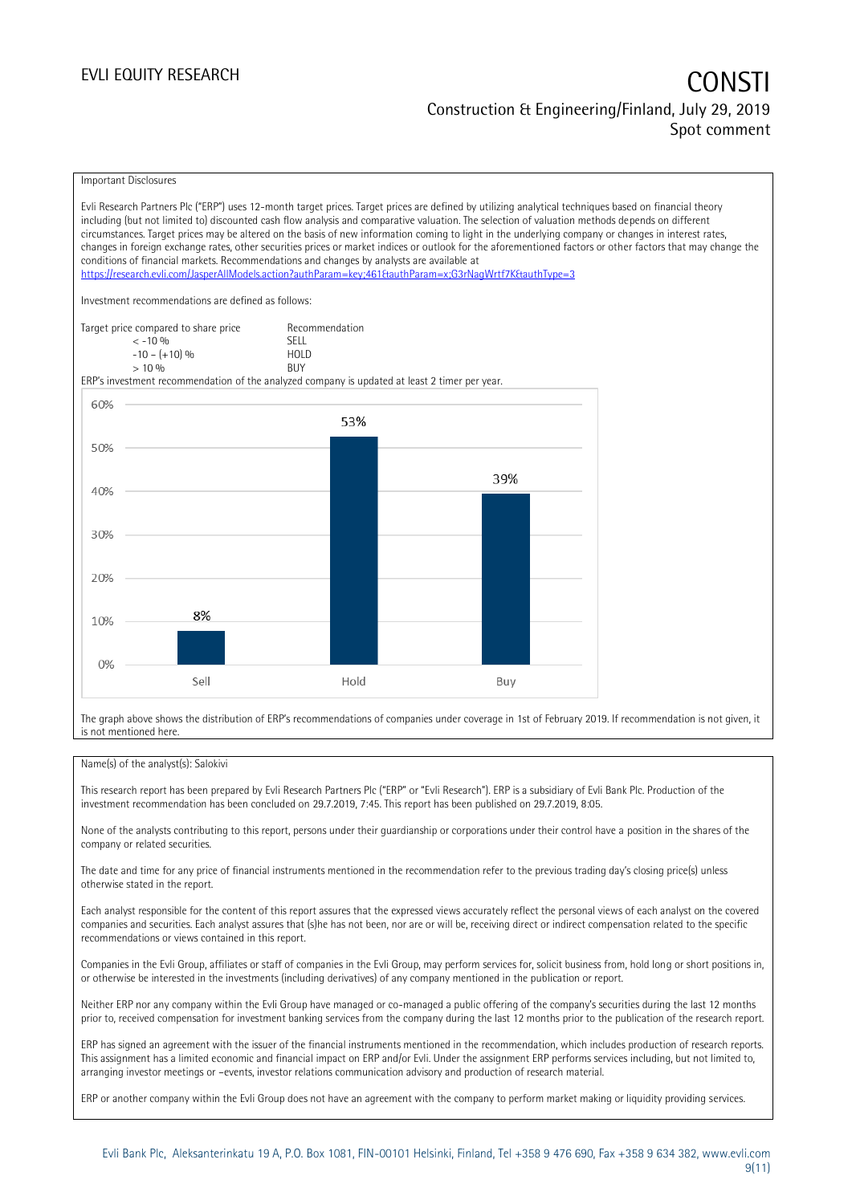Important Disclosures

Evli Research Partners Plc ("ERP") uses 12-month target prices. Target prices are defined by utilizing analytical techniques based on financial theory including (but not limited to) discounted cash flow analysis and comparative valuation. The selection of valuation methods depends on different circumstances. Target prices may be altered on the basis of new information coming to light in the underlying company or changes in interest rates, changes in foreign exchange rates, other securities prices or market indices or outlook for the aforementioned factors or other factors that may change the conditions of financial markets. Recommendations and changes by analysts are available at https://research.evli.com/JasperAllModels.action?authParam=key;461&authParam=x;G3rNagWrtf7K&authType=3

Investment recommendations are defined as follows:

| Target price compared to share price | Recommendation |
|---|---|
| < -10 % | SELL |
| -10 – (+10) % | HOLD |
| > 10 % | BUY |

ERP's investment recommendation of the analyzed company is updated at least 2 timer per year.

| | Sell | Hold | Buy |
|---|---|---|---|
| Share | 8% | 53% | 39% |

The graph above shows the distribution of ERP's recommendations of companies under coverage in 1st of February 2019. If recommendation is not given, it is not mentioned here.

Name(s) of the analyst(s): Salokivi

This research report has been prepared by Evli Research Partners Plc ("ERP" or "Evli Research"). ERP is a subsidiary of Evli Bank Plc. Production of the investment recommendation has been concluded on 29.7.2019, 7:45. This report has been published on 29.7.2019, 8:05.

None of the analysts contributing to this report, persons under their guardianship or corporations under their control have a position in the shares of the company or related securities.

The date and time for any price of financial instruments mentioned in the recommendation refer to the previous trading day's closing price(s) unless otherwise stated in the report.

Each analyst responsible for the content of this report assures that the expressed views accurately reflect the personal views of each analyst on the covered companies and securities. Each analyst assures that (s)he has not been, nor are or will be, receiving direct or indirect compensation related to the specific recommendations or views contained in this report.

Companies in the Evli Group, affiliates or staff of companies in the Evli Group, may perform services for, solicit business from, hold long or short positions in, or otherwise be interested in the investments (including derivatives) of any company mentioned in the publication or report.

Neither ERP nor any company within the Evli Group have managed or co-managed a public offering of the company's securities during the last 12 months prior to, received compensation for investment banking services from the company during the last 12 months prior to the publication of the research report.

ERP has signed an agreement with the issuer of the financial instruments mentioned in the recommendation, which includes production of research reports. This assignment has a limited economic and financial impact on ERP and/or Evli. Under the assignment ERP performs services including, but not limited to, arranging investor meetings or –events, investor relations communication advisory and production of research material.

ERP or another company within the Evli Group does not have an agreement with the company to perform market making or liquidity providing services.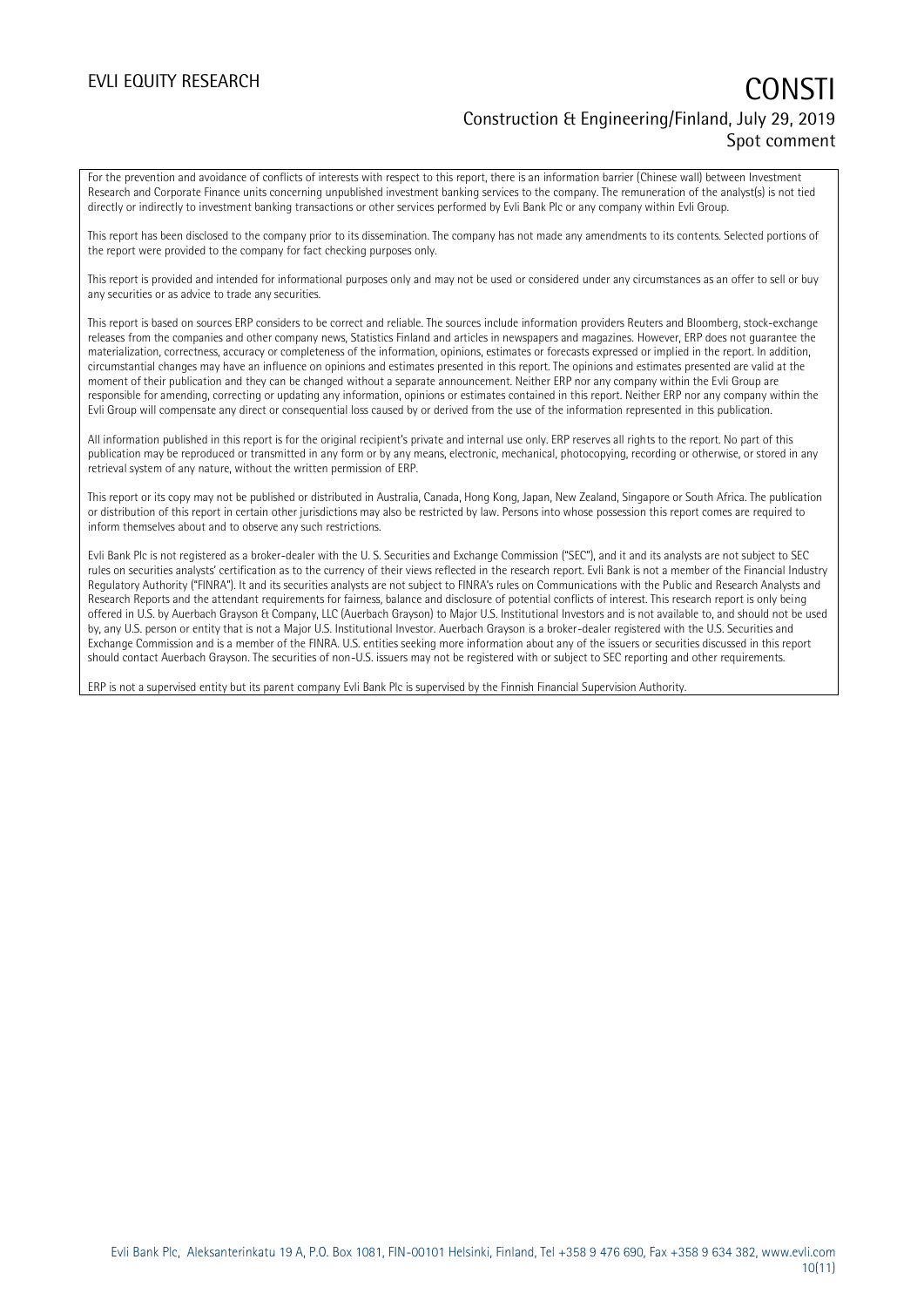For the prevention and avoidance of conflicts of interests with respect to this report, there is an information barrier (Chinese wall) between Investment Research and Corporate Finance units concerning unpublished investment banking services to the company. The remuneration of the analyst(s) is not tied directly or indirectly to investment banking transactions or other services performed by Evli Bank Plc or any company within Evli Group.

This report has been disclosed to the company prior to its dissemination. The company has not made any amendments to its contents. Selected portions of the report were provided to the company for fact checking purposes only.

This report is provided and intended for informational purposes only and may not be used or considered under any circumstances as an offer to sell or buy any securities or as advice to trade any securities.

This report is based on sources ERP considers to be correct and reliable. The sources include information providers Reuters and Bloomberg, stock-exchange releases from the companies and other company news, Statistics Finland and articles in newspapers and magazines. However, ERP does not guarantee the materialization, correctness, accuracy or completeness of the information, opinions, estimates or forecasts expressed or implied in the report. In addition, circumstantial changes may have an influence on opinions and estimates presented in this report. The opinions and estimates presented are valid at the moment of their publication and they can be changed without a separate announcement. Neither ERP nor any company within the Evli Group are responsible for amending, correcting or updating any information, opinions or estimates contained in this report. Neither ERP nor any company within the Evli Group will compensate any direct or consequential loss caused by or derived from the use of the information represented in this publication.

All information published in this report is for the original recipient's private and internal use only. ERP reserves all rights to the report. No part of this publication may be reproduced or transmitted in any form or by any means, electronic, mechanical, photocopying, recording or otherwise, or stored in any retrieval system of any nature, without the written permission of ERP.

This report or its copy may not be published or distributed in Australia, Canada, Hong Kong, Japan, New Zealand, Singapore or South Africa. The publication or distribution of this report in certain other jurisdictions may also be restricted by law. Persons into whose possession this report comes are required to inform themselves about and to observe any such restrictions.

Evli Bank Plc is not registered as a broker-dealer with the U. S. Securities and Exchange Commission ("SEC"), and it and its analysts are not subject to SEC rules on securities analysts' certification as to the currency of their views reflected in the research report. Evli Bank is not a member of the Financial Industry Regulatory Authority ("FINRA"). It and its securities analysts are not subject to FINRA's rules on Communications with the Public and Research Analysts and Research Reports and the attendant requirements for fairness, balance and disclosure of potential conflicts of interest. This research report is only being offered in U.S. by Auerbach Grayson & Company, LLC (Auerbach Grayson) to Major U.S. Institutional Investors and is not available to, and should not be used by, any U.S. person or entity that is not a Major U.S. Institutional Investor. Auerbach Grayson is a broker-dealer registered with the U.S. Securities and Exchange Commission and is a member of the FINRA. U.S. entities seeking more information about any of the issuers or securities discussed in this report should contact Auerbach Grayson. The securities of non-U.S. issuers may not be registered with or subject to SEC reporting and other requirements.

ERP is not a supervised entity but its parent company Evli Bank Plc is supervised by the Finnish Financial Supervision Authority.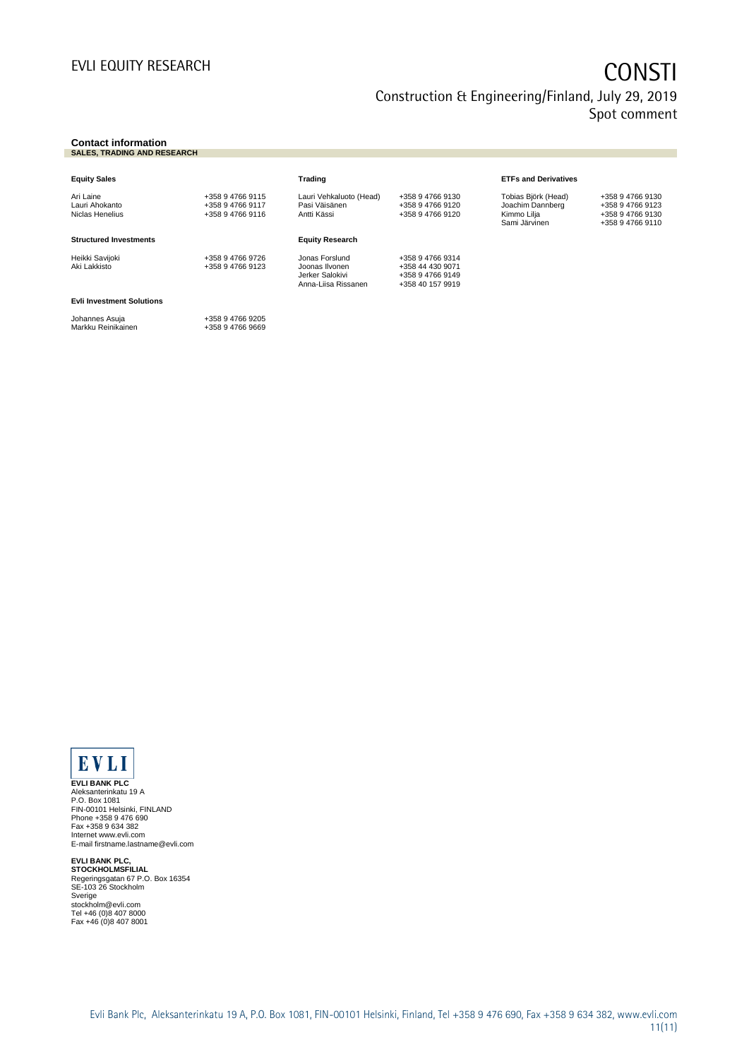**Contact information**

**SALES, TRADING AND RESEARCH**

| | | | | | |
|---|---|---|---|---|---|
| **Equity Sales** | | **Trading** | | **ETFs and Derivatives** | |
| Ari Laine | +358 9 4766 9115 | Lauri Vehkaluoto (Head) | +358 9 4766 9130 | Tobias Björk (Head) | +358 9 4766 9130 |
| Lauri Ahokanto | +358 9 4766 9117 | Pasi Väisänen | +358 9 4766 9120 | Joachim Dannberg | +358 9 4766 9123 |
| Niclas Henelius | +358 9 4766 9116 | Antti Kässi | +358 9 4766 9120 | Kimmo Lilja | +358 9 4766 9130 |
| | | | | Sami Järvinen | +358 9 4766 9110 |
| **Structured Investments** | | **Equity Research** | | | |
| Heikki Savijoki | +358 9 4766 9726 | Jonas Forslund | +358 9 4766 9314 | | |
| Aki Lakkisto | +358 9 4766 9123 | Joonas Ilvonen | +358 44 430 9071 | | |
| | | Jerker Salokivi | +358 9 4766 9149 | | |
| | | Anna-Liisa Rissanen | +358 40 157 9919 | | |
| **Evli Investment Solutions** | | | | | |
| Johannes Asuja | +358 9 4766 9205 | | | | |
| Markku Reinikainen | +358 9 4766 9669 | | | | |

EVLI

**EVLI BANK PLC**
Aleksanterinkatu 19 A
P.O. Box 1081
FIN-00101 Helsinki, FINLAND
Phone +358 9 476 690
Fax +358 9 634 382
Internet www.evli.com
E-mail firstname.lastname@evli.com

**EVLI BANK PLC, STOCKHOLMSFILIAL**
Regeringsgatan 67 P.O. Box 16354
SE-103 26 Stockholm
Sverige
stockholm@evli.com
Tel +46 (0)8 407 8000
Fax +46 (0)8 407 8001